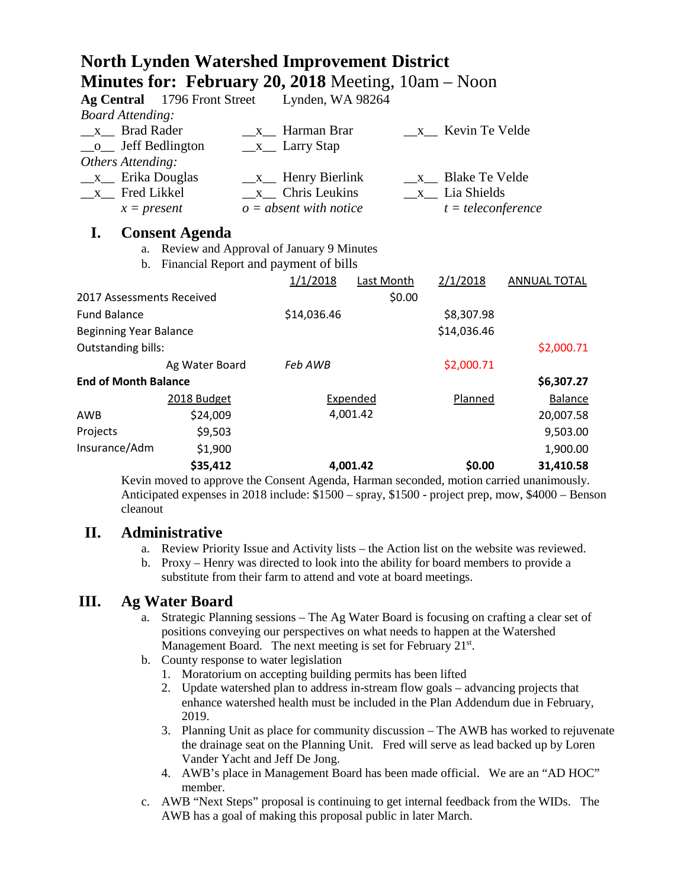# North Lynden Watershed Improvement District

## Minutes for: February 20, 2018 Meeting, 10am – Noon

**Ag Central** 1796 Front Street Lynden, WA 98264

*Board Attending:*

| | | |
|---|---|---|
| \_\_x\_\_ Brad Rader | \_\_x\_\_ Harman Brar | \_\_x\_\_ Kevin Te Velde |
| \_\_o\_\_ Jeff Bedlington | \_\_x\_\_ Larry Stap | |

*Others Attending:*

| | | |
|---|---|---|
| \_\_x\_\_ Erika Douglas | \_\_x\_\_ Henry Bierlink | \_\_x\_\_ Blake Te Velde |
| \_\_x\_\_ Fred Likkel | \_\_x\_\_ Chris Leukins | \_\_x\_\_ Lia Shields |
| *x = present* | *o = absent with notice* | *t = teleconference* |

## I. Consent Agenda

a. Review and Approval of January 9 Minutes

b. Financial Report and payment of bills

| | | 1/1/2018 | Last Month | 2/1/2018 | ANNUAL TOTAL |
|---|---|---|---|---|---|
| 2017 Assessments Received | | | $0.00 | | |
| Fund Balance | | $14,036.46 | | $8,307.98 | |
| Beginning Year Balance | | | | $14,036.46 | |
| Outstanding bills: | | | | | $2,000.71 |
| | Ag Water Board | *Feb AWB* | | $2,000.71 | |
| **End of Month Balance** | | | | | **$6,307.27** |
| | 2018 Budget | | Expended | Planned | Balance |
| AWB | $24,009 | | 4,001.42 | | 20,007.58 |
| Projects | $9,503 | | | | 9,503.00 |
| Insurance/Adm | $1,900 | | | | 1,900.00 |
| | **$35,412** | | **4,001.42** | **$0.00** | **31,410.58** |

Kevin moved to approve the Consent Agenda, Harman seconded, motion carried unanimously. Anticipated expenses in 2018 include: $1500 – spray, $1500 - project prep, mow, $4000 – Benson cleanout

## II. Administrative

a. Review Priority Issue and Activity lists – the Action list on the website was reviewed.

b. Proxy – Henry was directed to look into the ability for board members to provide a substitute from their farm to attend and vote at board meetings.

## III. Ag Water Board

a. Strategic Planning sessions – The Ag Water Board is focusing on crafting a clear set of positions conveying our perspectives on what needs to happen at the Watershed Management Board. The next meeting is set for February 21st.

b. County response to water legislation

1. Moratorium on accepting building permits has been lifted
2. Update watershed plan to address in-stream flow goals – advancing projects that enhance watershed health must be included in the Plan Addendum due in February, 2019.
3. Planning Unit as place for community discussion – The AWB has worked to rejuvenate the drainage seat on the Planning Unit. Fred will serve as lead backed up by Loren Vander Yacht and Jeff De Jong.
4. AWB's place in Management Board has been made official. We are an "AD HOC" member.

c. AWB "Next Steps" proposal is continuing to get internal feedback from the WIDs. The AWB has a goal of making this proposal public in later March.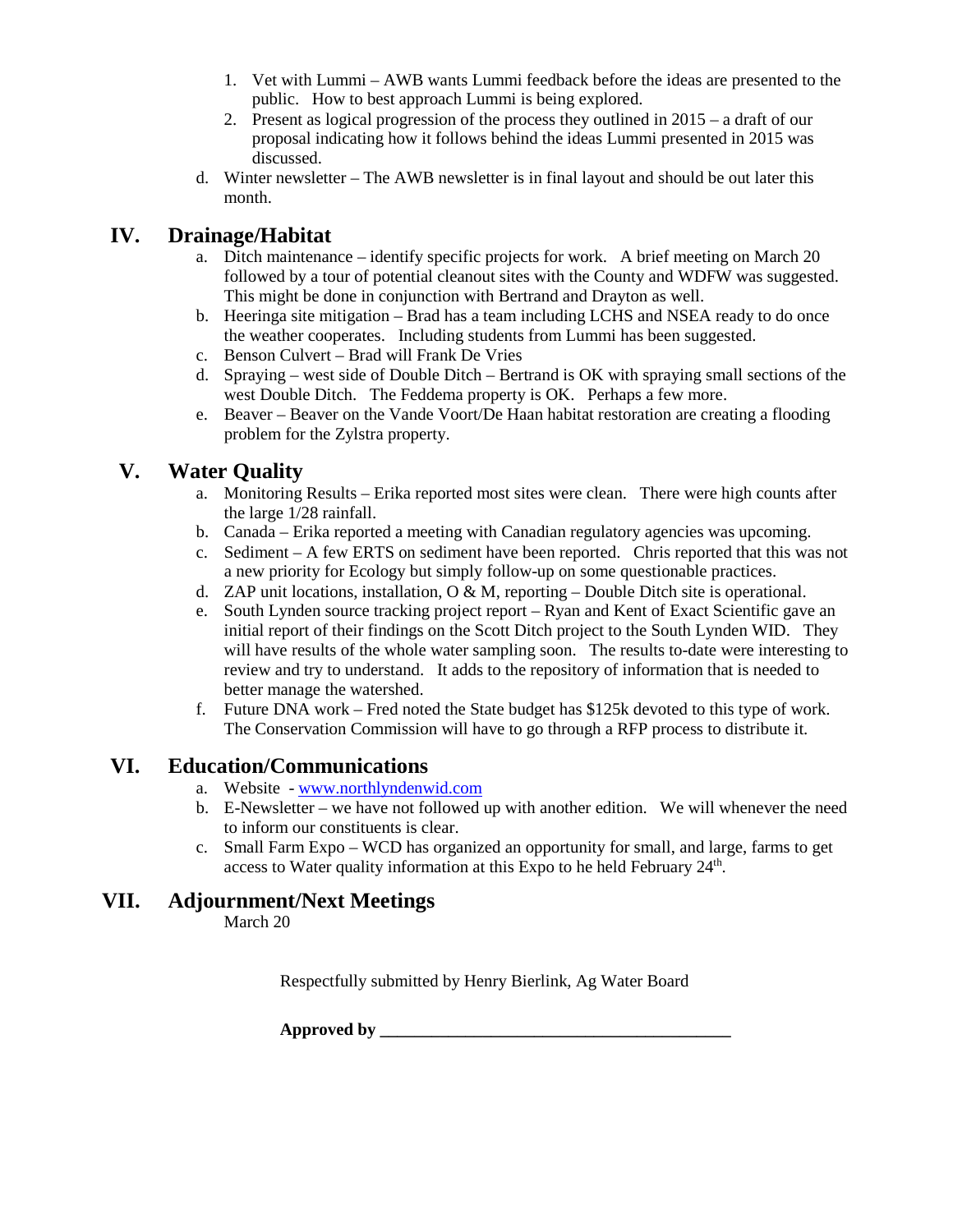1. Vet with Lummi – AWB wants Lummi feedback before the ideas are presented to the public. How to best approach Lummi is being explored.
2. Present as logical progression of the process they outlined in 2015 – a draft of our proposal indicating how it follows behind the ideas Lummi presented in 2015 was discussed.

d. Winter newsletter – The AWB newsletter is in final layout and should be out later this month.

## IV. Drainage/Habitat

a. Ditch maintenance – identify specific projects for work. A brief meeting on March 20 followed by a tour of potential cleanout sites with the County and WDFW was suggested. This might be done in conjunction with Bertrand and Drayton as well.
b. Heeringa site mitigation – Brad has a team including LCHS and NSEA ready to do once the weather cooperates. Including students from Lummi has been suggested.
c. Benson Culvert – Brad will Frank De Vries
d. Spraying – west side of Double Ditch – Bertrand is OK with spraying small sections of the west Double Ditch. The Feddema property is OK. Perhaps a few more.
e. Beaver – Beaver on the Vande Voort/De Haan habitat restoration are creating a flooding problem for the Zylstra property.

## V. Water Quality

a. Monitoring Results – Erika reported most sites were clean. There were high counts after the large 1/28 rainfall.
b. Canada – Erika reported a meeting with Canadian regulatory agencies was upcoming.
c. Sediment – A few ERTS on sediment have been reported. Chris reported that this was not a new priority for Ecology but simply follow-up on some questionable practices.
d. ZAP unit locations, installation, O & M, reporting – Double Ditch site is operational.
e. South Lynden source tracking project report – Ryan and Kent of Exact Scientific gave an initial report of their findings on the Scott Ditch project to the South Lynden WID. They will have results of the whole water sampling soon. The results to-date were interesting to review and try to understand. It adds to the repository of information that is needed to better manage the watershed.
f. Future DNA work – Fred noted the State budget has $125k devoted to this type of work. The Conservation Commission will have to go through a RFP process to distribute it.

## VI. Education/Communications

a. Website - www.northlyndenwid.com
b. E-Newsletter – we have not followed up with another edition. We will whenever the need to inform our constituents is clear.
c. Small Farm Expo – WCD has organized an opportunity for small, and large, farms to get access to Water quality information at this Expo to he held February 24th.

## VII. Adjournment/Next Meetings

March 20

Respectfully submitted by Henry Bierlink, Ag Water Board

**Approved by \_\_\_\_\_\_\_\_\_\_\_\_\_\_\_\_\_\_\_\_\_\_\_\_\_\_\_\_\_\_\_\_\_\_\_\_\_\_\_\_\_\_**